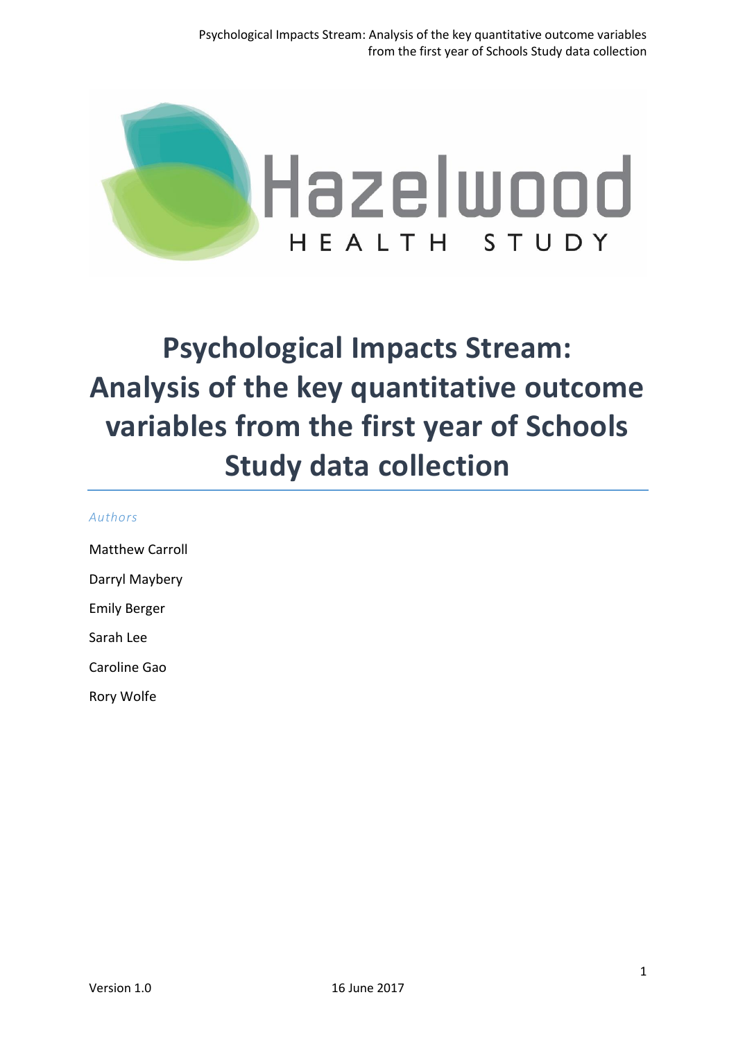Hazelwood

HEALTH STUDY

# Psychological Impacts Stream: Analysis of the key quantitative outcome variables from the first year of Schools Study data collection

*Authors*

Matthew Carroll

Darryl Maybery

Emily Berger

Sarah Lee

Caroline Gao

Rory Wolfe

Version 1.0

16 June 2017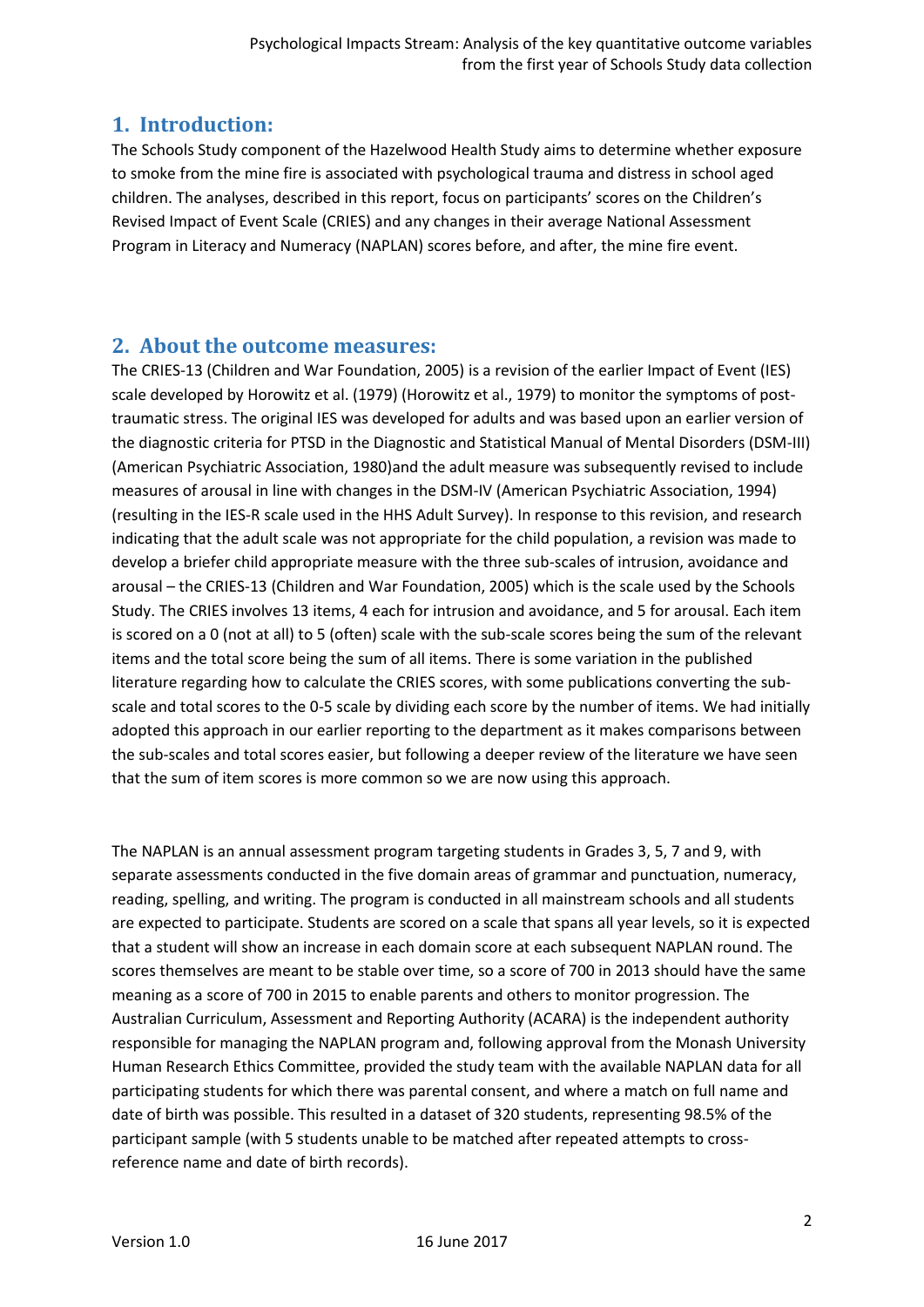## 1. Introduction:

The Schools Study component of the Hazelwood Health Study aims to determine whether exposure to smoke from the mine fire is associated with psychological trauma and distress in school aged children. The analyses, described in this report, focus on participants' scores on the Children's Revised Impact of Event Scale (CRIES) and any changes in their average National Assessment Program in Literacy and Numeracy (NAPLAN) scores before, and after, the mine fire event.

## 2. About the outcome measures:

The CRIES-13 (Children and War Foundation, 2005) is a revision of the earlier Impact of Event (IES) scale developed by Horowitz et al. (1979) (Horowitz et al., 1979) to monitor the symptoms of post-traumatic stress. The original IES was developed for adults and was based upon an earlier version of the diagnostic criteria for PTSD in the Diagnostic and Statistical Manual of Mental Disorders (DSM-III) (American Psychiatric Association, 1980)and the adult measure was subsequently revised to include measures of arousal in line with changes in the DSM-IV (American Psychiatric Association, 1994) (resulting in the IES-R scale used in the HHS Adult Survey). In response to this revision, and research indicating that the adult scale was not appropriate for the child population, a revision was made to develop a briefer child appropriate measure with the three sub-scales of intrusion, avoidance and arousal – the CRIES-13 (Children and War Foundation, 2005) which is the scale used by the Schools Study. The CRIES involves 13 items, 4 each for intrusion and avoidance, and 5 for arousal. Each item is scored on a 0 (not at all) to 5 (often) scale with the sub-scale scores being the sum of the relevant items and the total score being the sum of all items. There is some variation in the published literature regarding how to calculate the CRIES scores, with some publications converting the sub-scale and total scores to the 0-5 scale by dividing each score by the number of items. We had initially adopted this approach in our earlier reporting to the department as it makes comparisons between the sub-scales and total scores easier, but following a deeper review of the literature we have seen that the sum of item scores is more common so we are now using this approach.

The NAPLAN is an annual assessment program targeting students in Grades 3, 5, 7 and 9, with separate assessments conducted in the five domain areas of grammar and punctuation, numeracy, reading, spelling, and writing. The program is conducted in all mainstream schools and all students are expected to participate. Students are scored on a scale that spans all year levels, so it is expected that a student will show an increase in each domain score at each subsequent NAPLAN round. The scores themselves are meant to be stable over time, so a score of 700 in 2013 should have the same meaning as a score of 700 in 2015 to enable parents and others to monitor progression. The Australian Curriculum, Assessment and Reporting Authority (ACARA) is the independent authority responsible for managing the NAPLAN program and, following approval from the Monash University Human Research Ethics Committee, provided the study team with the available NAPLAN data for all participating students for which there was parental consent, and where a match on full name and date of birth was possible. This resulted in a dataset of 320 students, representing 98.5% of the participant sample (with 5 students unable to be matched after repeated attempts to cross-reference name and date of birth records).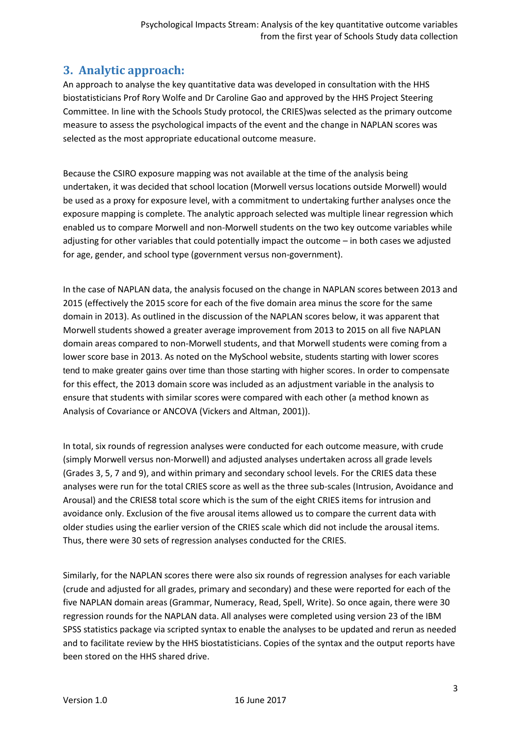## 3. Analytic approach:

An approach to analyse the key quantitative data was developed in consultation with the HHS biostatisticians Prof Rory Wolfe and Dr Caroline Gao and approved by the HHS Project Steering Committee. In line with the Schools Study protocol, the CRIES)was selected as the primary outcome measure to assess the psychological impacts of the event and the change in NAPLAN scores was selected as the most appropriate educational outcome measure.

Because the CSIRO exposure mapping was not available at the time of the analysis being undertaken, it was decided that school location (Morwell versus locations outside Morwell) would be used as a proxy for exposure level, with a commitment to undertaking further analyses once the exposure mapping is complete. The analytic approach selected was multiple linear regression which enabled us to compare Morwell and non-Morwell students on the two key outcome variables while adjusting for other variables that could potentially impact the outcome – in both cases we adjusted for age, gender, and school type (government versus non-government).

In the case of NAPLAN data, the analysis focused on the change in NAPLAN scores between 2013 and 2015 (effectively the 2015 score for each of the five domain area minus the score for the same domain in 2013). As outlined in the discussion of the NAPLAN scores below, it was apparent that Morwell students showed a greater average improvement from 2013 to 2015 on all five NAPLAN domain areas compared to non-Morwell students, and that Morwell students were coming from a lower score base in 2013. As noted on the MySchool website, students starting with lower scores tend to make greater gains over time than those starting with higher scores. In order to compensate for this effect, the 2013 domain score was included as an adjustment variable in the analysis to ensure that students with similar scores were compared with each other (a method known as Analysis of Covariance or ANCOVA (Vickers and Altman, 2001)).

In total, six rounds of regression analyses were conducted for each outcome measure, with crude (simply Morwell versus non-Morwell) and adjusted analyses undertaken across all grade levels (Grades 3, 5, 7 and 9), and within primary and secondary school levels. For the CRIES data these analyses were run for the total CRIES score as well as the three sub-scales (Intrusion, Avoidance and Arousal) and the CRIES8 total score which is the sum of the eight CRIES items for intrusion and avoidance only. Exclusion of the five arousal items allowed us to compare the current data with older studies using the earlier version of the CRIES scale which did not include the arousal items. Thus, there were 30 sets of regression analyses conducted for the CRIES.

Similarly, for the NAPLAN scores there were also six rounds of regression analyses for each variable (crude and adjusted for all grades, primary and secondary) and these were reported for each of the five NAPLAN domain areas (Grammar, Numeracy, Read, Spell, Write). So once again, there were 30 regression rounds for the NAPLAN data. All analyses were completed using version 23 of the IBM SPSS statistics package via scripted syntax to enable the analyses to be updated and rerun as needed and to facilitate review by the HHS biostatisticians. Copies of the syntax and the output reports have been stored on the HHS shared drive.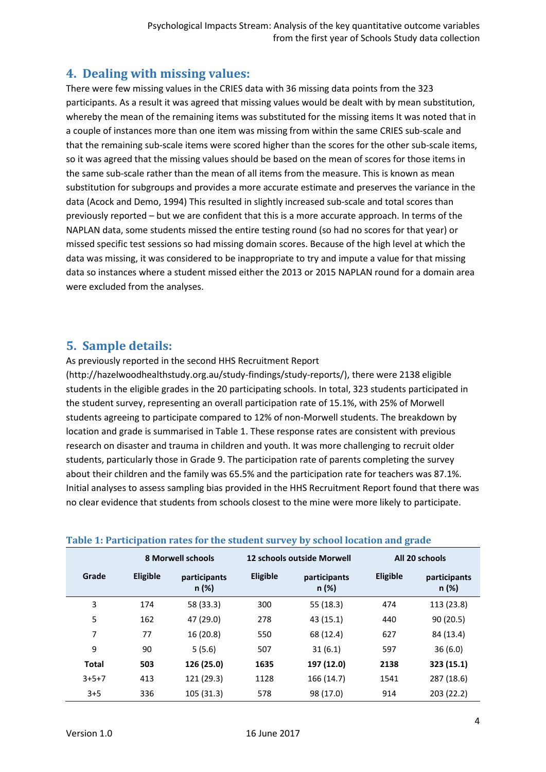## 4. Dealing with missing values:

There were few missing values in the CRIES data with 36 missing data points from the 323 participants. As a result it was agreed that missing values would be dealt with by mean substitution, whereby the mean of the remaining items was substituted for the missing items It was noted that in a couple of instances more than one item was missing from within the same CRIES sub-scale and that the remaining sub-scale items were scored higher than the scores for the other sub-scale items, so it was agreed that the missing values should be based on the mean of scores for those items in the same sub-scale rather than the mean of all items from the measure. This is known as mean substitution for subgroups and provides a more accurate estimate and preserves the variance in the data (Acock and Demo, 1994) This resulted in slightly increased sub-scale and total scores than previously reported – but we are confident that this is a more accurate approach. In terms of the NAPLAN data, some students missed the entire testing round (so had no scores for that year) or missed specific test sessions so had missing domain scores. Because of the high level at which the data was missing, it was considered to be inappropriate to try and impute a value for that missing data so instances where a student missed either the 2013 or 2015 NAPLAN round for a domain area were excluded from the analyses.

## 5. Sample details:

As previously reported in the second HHS Recruitment Report (http://hazelwoodhealthstudy.org.au/study-findings/study-reports/), there were 2138 eligible students in the eligible grades in the 20 participating schools. In total, 323 students participated in the student survey, representing an overall participation rate of 15.1%, with 25% of Morwell students agreeing to participate compared to 12% of non-Morwell students. The breakdown by location and grade is summarised in Table 1. These response rates are consistent with previous research on disaster and trauma in children and youth. It was more challenging to recruit older students, particularly those in Grade 9. The participation rate of parents completing the survey about their children and the family was 65.5% and the participation rate for teachers was 87.1%. Initial analyses to assess sampling bias provided in the HHS Recruitment Report found that there was no clear evidence that students from schools closest to the mine were more likely to participate.

**Table 1: Participation rates for the student survey by school location and grade**

| | 8 Morwell schools | | 12 schools outside Morwell | | All 20 schools | |
|---|---|---|---|---|---|---|
| **Grade** | **Eligible** | **participants n (%)** | **Eligible** | **participants n (%)** | **Eligible** | **participants n (%)** |
| 3 | 174 | 58 (33.3) | 300 | 55 (18.3) | 474 | 113 (23.8) |
| 5 | 162 | 47 (29.0) | 278 | 43 (15.1) | 440 | 90 (20.5) |
| 7 | 77 | 16 (20.8) | 550 | 68 (12.4) | 627 | 84 (13.4) |
| 9 | 90 | 5 (5.6) | 507 | 31 (6.1) | 597 | 36 (6.0) |
| **Total** | **503** | **126 (25.0)** | **1635** | **197 (12.0)** | **2138** | **323 (15.1)** |
| 3+5+7 | 413 | 121 (29.3) | 1128 | 166 (14.7) | 1541 | 287 (18.6) |
| 3+5 | 336 | 105 (31.3) | 578 | 98 (17.0) | 914 | 203 (22.2) |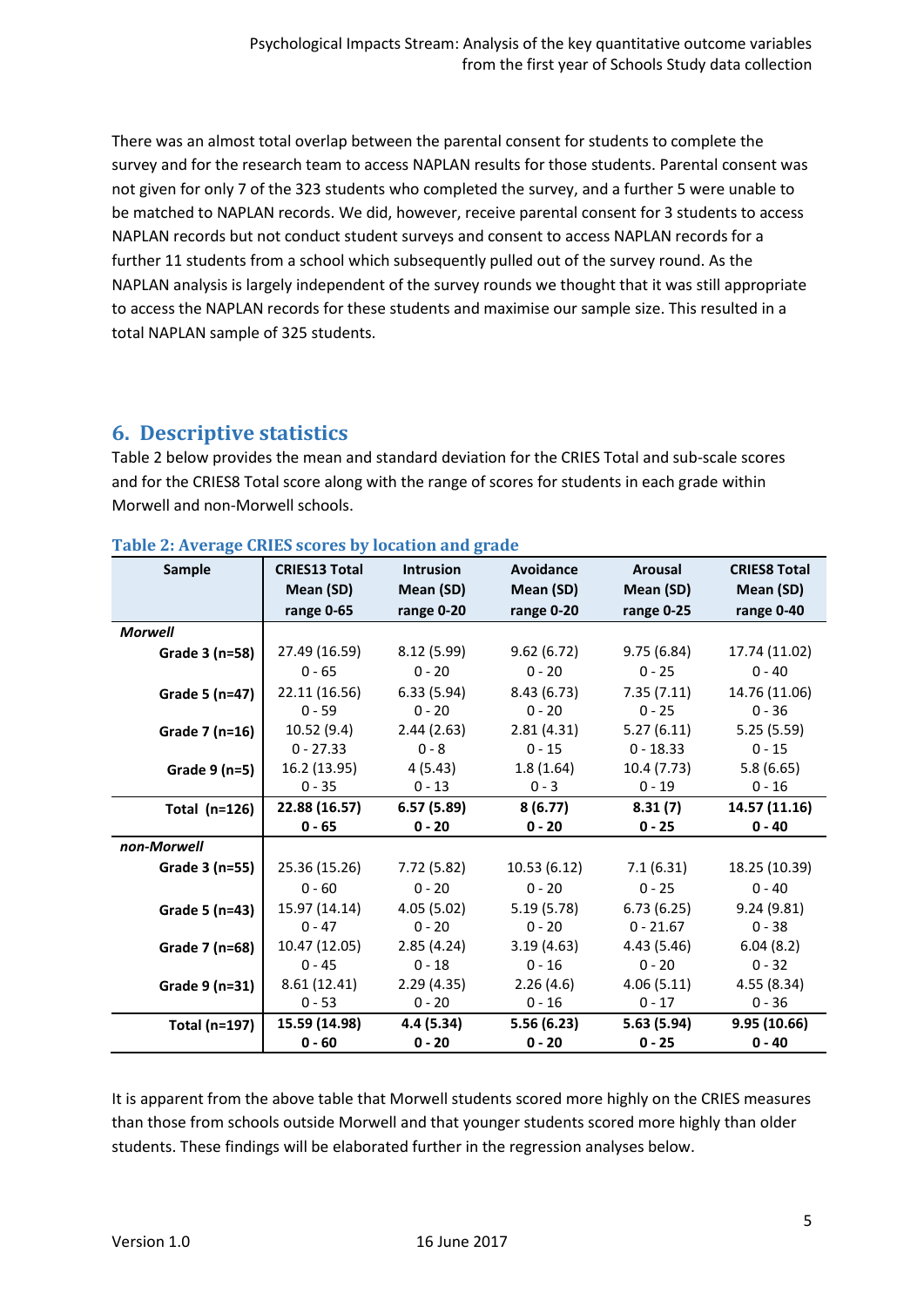There was an almost total overlap between the parental consent for students to complete the survey and for the research team to access NAPLAN results for those students. Parental consent was not given for only 7 of the 323 students who completed the survey, and a further 5 were unable to be matched to NAPLAN records. We did, however, receive parental consent for 3 students to access NAPLAN records but not conduct student surveys and consent to access NAPLAN records for a further 11 students from a school which subsequently pulled out of the survey round. As the NAPLAN analysis is largely independent of the survey rounds we thought that it was still appropriate to access the NAPLAN records for these students and maximise our sample size. This resulted in a total NAPLAN sample of 325 students.

## 6. Descriptive statistics

Table 2 below provides the mean and standard deviation for the CRIES Total and sub-scale scores and for the CRIES8 Total score along with the range of scores for students in each grade within Morwell and non-Morwell schools.

**Table 2: Average CRIES scores by location and grade**

| Sample | CRIES13 Total Mean (SD) range 0-65 | Intrusion Mean (SD) range 0-20 | Avoidance Mean (SD) range 0-20 | Arousal Mean (SD) range 0-25 | CRIES8 Total Mean (SD) range 0-40 |
|---|---|---|---|---|---|
| *Morwell* | | | | | |
| Grade 3 (n=58) | 27.49 (16.59)<br>0 - 65 | 8.12 (5.99)<br>0 - 20 | 9.62 (6.72)<br>0 - 20 | 9.75 (6.84)<br>0 - 25 | 17.74 (11.02)<br>0 - 40 |
| Grade 5 (n=47) | 22.11 (16.56)<br>0 - 59 | 6.33 (5.94)<br>0 - 20 | 8.43 (6.73)<br>0 - 20 | 7.35 (7.11)<br>0 - 25 | 14.76 (11.06)<br>0 - 36 |
| Grade 7 (n=16) | 10.52 (9.4)<br>0 - 27.33 | 2.44 (2.63)<br>0 - 8 | 2.81 (4.31)<br>0 - 15 | 5.27 (6.11)<br>0 - 18.33 | 5.25 (5.59)<br>0 - 15 |
| Grade 9 (n=5) | 16.2 (13.95)<br>0 - 35 | 4 (5.43)<br>0 - 13 | 1.8 (1.64)<br>0 - 3 | 10.4 (7.73)<br>0 - 19 | 5.8 (6.65)<br>0 - 16 |
| **Total (n=126)** | **22.88 (16.57)<br>0 - 65** | **6.57 (5.89)<br>0 - 20** | **8 (6.77)<br>0 - 20** | **8.31 (7)<br>0 - 25** | **14.57 (11.16)<br>0 - 40** |
| *non-Morwell* | | | | | |
| Grade 3 (n=55) | 25.36 (15.26)<br>0 - 60 | 7.72 (5.82)<br>0 - 20 | 10.53 (6.12)<br>0 - 20 | 7.1 (6.31)<br>0 - 25 | 18.25 (10.39)<br>0 - 40 |
| Grade 5 (n=43) | 15.97 (14.14)<br>0 - 47 | 4.05 (5.02)<br>0 - 20 | 5.19 (5.78)<br>0 - 20 | 6.73 (6.25)<br>0 - 21.67 | 9.24 (9.81)<br>0 - 38 |
| Grade 7 (n=68) | 10.47 (12.05)<br>0 - 45 | 2.85 (4.24)<br>0 - 18 | 3.19 (4.63)<br>0 - 16 | 4.43 (5.46)<br>0 - 20 | 6.04 (8.2)<br>0 - 32 |
| Grade 9 (n=31) | 8.61 (12.41)<br>0 - 53 | 2.29 (4.35)<br>0 - 20 | 2.26 (4.6)<br>0 - 16 | 4.06 (5.11)<br>0 - 17 | 4.55 (8.34)<br>0 - 36 |
| **Total (n=197)** | **15.59 (14.98)<br>0 - 60** | **4.4 (5.34)<br>0 - 20** | **5.56 (6.23)<br>0 - 20** | **5.63 (5.94)<br>0 - 25** | **9.95 (10.66)<br>0 - 40** |

It is apparent from the above table that Morwell students scored more highly on the CRIES measures than those from schools outside Morwell and that younger students scored more highly than older students. These findings will be elaborated further in the regression analyses below.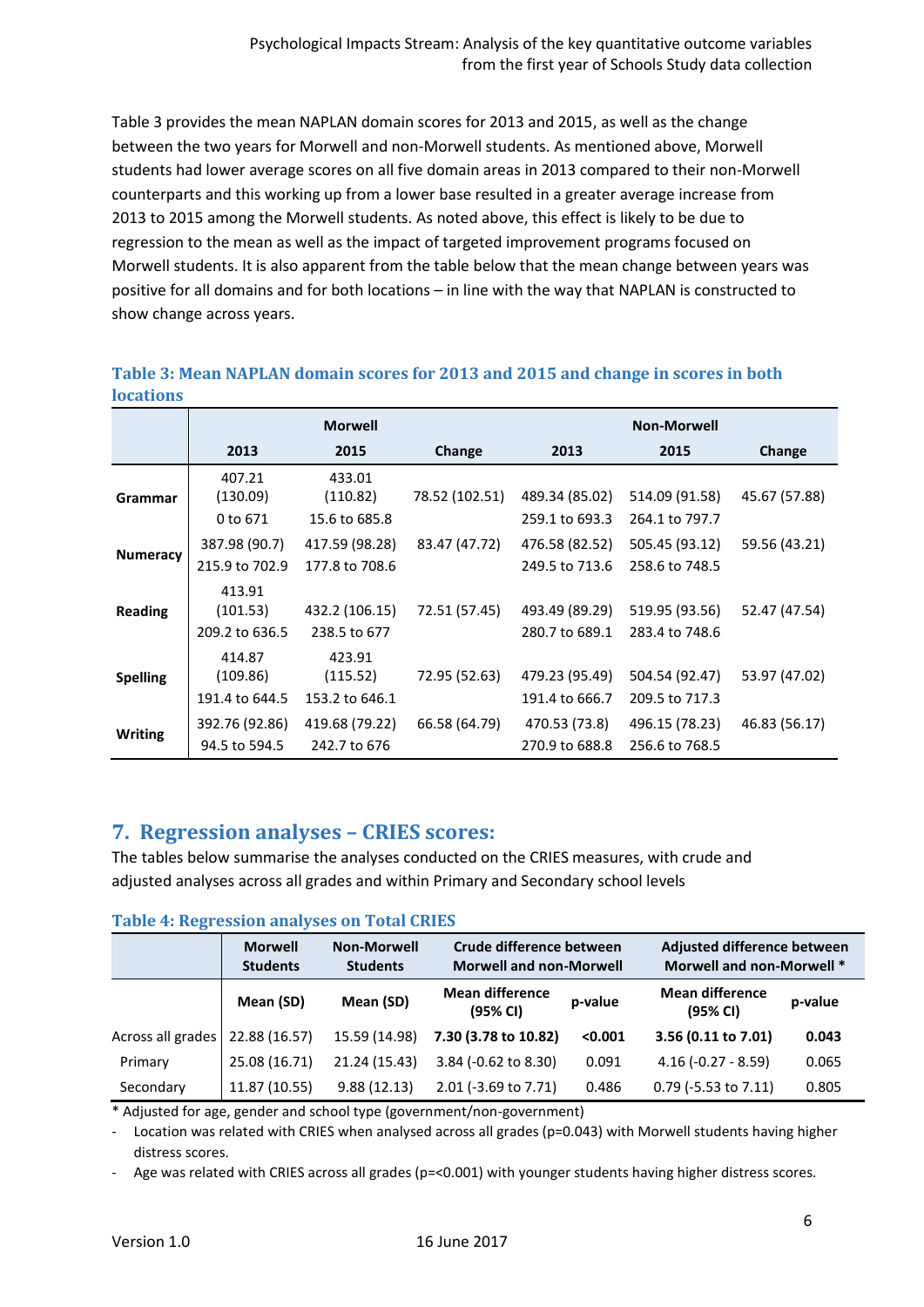Table 3 provides the mean NAPLAN domain scores for 2013 and 2015, as well as the change between the two years for Morwell and non-Morwell students. As mentioned above, Morwell students had lower average scores on all five domain areas in 2013 compared to their non-Morwell counterparts and this working up from a lower base resulted in a greater average increase from 2013 to 2015 among the Morwell students. As noted above, this effect is likely to be due to regression to the mean as well as the impact of targeted improvement programs focused on Morwell students. It is also apparent from the table below that the mean change between years was positive for all domains and for both locations – in line with the way that NAPLAN is constructed to show change across years.

**Table 3: Mean NAPLAN domain scores for 2013 and 2015 and change in scores in both locations**

| | Morwell | | | Non-Morwell | | |
|---|---|---|---|---|---|---|
| | 2013 | 2015 | Change | 2013 | 2015 | Change |
| Grammar | 407.21 (130.09) 0 to 671 | 433.01 (110.82) 15.6 to 685.8 | 78.52 (102.51) | 489.34 (85.02) 259.1 to 693.3 | 514.09 (91.58) 264.1 to 797.7 | 45.67 (57.88) |
| Numeracy | 387.98 (90.7) 215.9 to 702.9 | 417.59 (98.28) 177.8 to 708.6 | 83.47 (47.72) | 476.58 (82.52) 249.5 to 713.6 | 505.45 (93.12) 258.6 to 748.5 | 59.56 (43.21) |
| Reading | 413.91 (101.53) 209.2 to 636.5 | 432.2 (106.15) 238.5 to 677 | 72.51 (57.45) | 493.49 (89.29) 280.7 to 689.1 | 519.95 (93.56) 283.4 to 748.6 | 52.47 (47.54) |
| Spelling | 414.87 (109.86) 191.4 to 644.5 | 423.91 (115.52) 153.2 to 646.1 | 72.95 (52.63) | 479.23 (95.49) 191.4 to 666.7 | 504.54 (92.47) 209.5 to 717.3 | 53.97 (47.02) |
| Writing | 392.76 (92.86) 94.5 to 594.5 | 419.68 (79.22) 242.7 to 676 | 66.58 (64.79) | 470.53 (73.8) 270.9 to 688.8 | 496.15 (78.23) 256.6 to 768.5 | 46.83 (56.17) |

## 7. Regression analyses – CRIES scores:

The tables below summarise the analyses conducted on the CRIES measures, with crude and adjusted analyses across all grades and within Primary and Secondary school levels

**Table 4: Regression analyses on Total CRIES**

| | Morwell Students | Non-Morwell Students | Crude difference between Morwell and non-Morwell | | Adjusted difference between Morwell and non-Morwell * | |
|---|---|---|---|---|---|---|
| | Mean (SD) | Mean (SD) | Mean difference (95% CI) | p-value | Mean difference (95% CI) | p-value |
| Across all grades | 22.88 (16.57) | 15.59 (14.98) | **7.30 (3.78 to 10.82)** | **<0.001** | **3.56 (0.11 to 7.01)** | **0.043** |
| Primary | 25.08 (16.71) | 21.24 (15.43) | 3.84 (-0.62 to 8.30) | 0.091 | 4.16 (-0.27 - 8.59) | 0.065 |
| Secondary | 11.87 (10.55) | 9.88 (12.13) | 2.01 (-3.69 to 7.71) | 0.486 | 0.79 (-5.53 to 7.11) | 0.805 |

\* Adjusted for age, gender and school type (government/non-government)

- Location was related with CRIES when analysed across all grades ($p=0.043$) with Morwell students having higher distress scores.
- Age was related with CRIES across all grades ($p=<0.001$) with younger students having higher distress scores.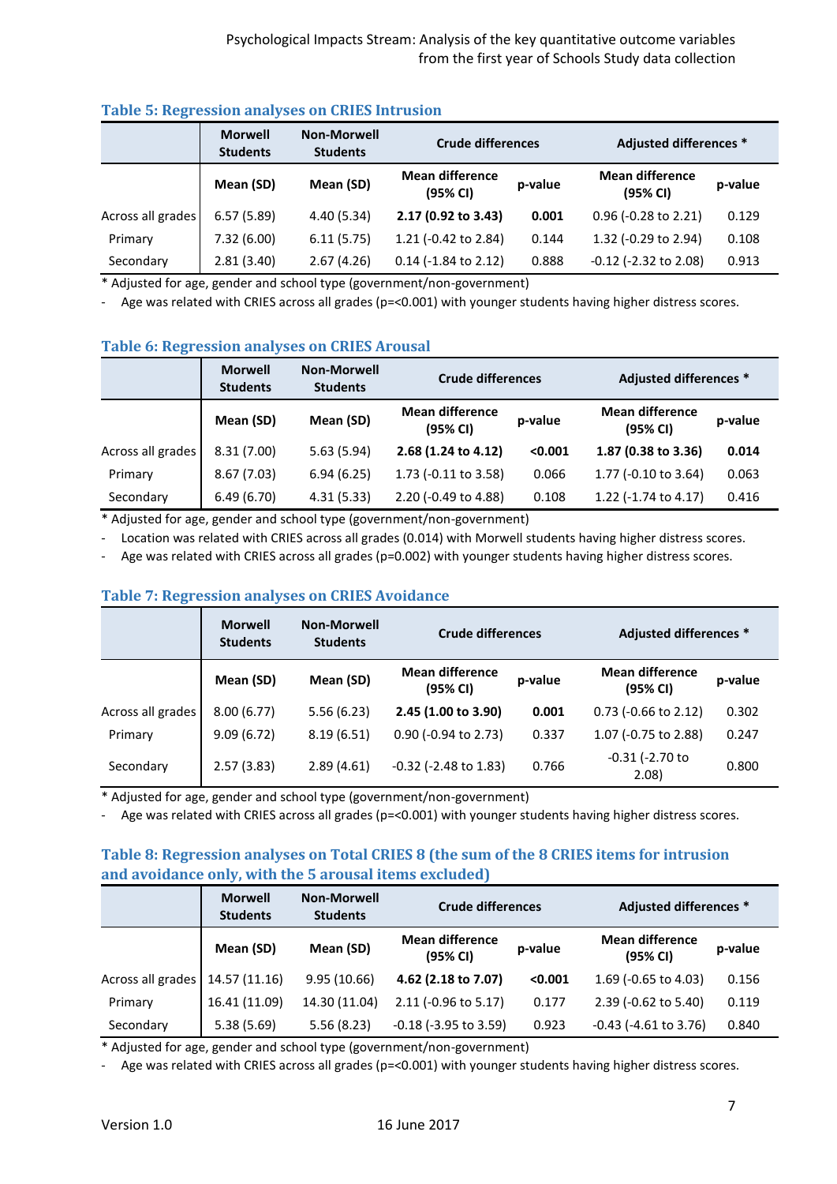### Table 5: Regression analyses on CRIES Intrusion

| | Morwell Students | Non-Morwell Students | Crude differences | | Adjusted differences * | |
|---|---|---|---|---|---|---|
| | Mean (SD) | Mean (SD) | Mean difference (95% CI) | p-value | Mean difference (95% CI) | p-value |
| Across all grades | 6.57 (5.89) | 4.40 (5.34) | **2.17 (0.92 to 3.43)** | **0.001** | 0.96 (-0.28 to 2.21) | 0.129 |
| Primary | 7.32 (6.00) | 6.11 (5.75) | 1.21 (-0.42 to 2.84) | 0.144 | 1.32 (-0.29 to 2.94) | 0.108 |
| Secondary | 2.81 (3.40) | 2.67 (4.26) | 0.14 (-1.84 to 2.12) | 0.888 | -0.12 (-2.32 to 2.08) | 0.913 |

* Adjusted for age, gender and school type (government/non-government)

- Age was related with CRIES across all grades (p=<0.001) with younger students having higher distress scores.

### Table 6: Regression analyses on CRIES Arousal

| | Morwell Students | Non-Morwell Students | Crude differences | | Adjusted differences * | |
|---|---|---|---|---|---|---|
| | Mean (SD) | Mean (SD) | Mean difference (95% CI) | p-value | Mean difference (95% CI) | p-value |
| Across all grades | 8.31 (7.00) | 5.63 (5.94) | **2.68 (1.24 to 4.12)** | **<0.001** | **1.87 (0.38 to 3.36)** | **0.014** |
| Primary | 8.67 (7.03) | 6.94 (6.25) | 1.73 (-0.11 to 3.58) | 0.066 | 1.77 (-0.10 to 3.64) | 0.063 |
| Secondary | 6.49 (6.70) | 4.31 (5.33) | 2.20 (-0.49 to 4.88) | 0.108 | 1.22 (-1.74 to 4.17) | 0.416 |

* Adjusted for age, gender and school type (government/non-government)

- Location was related with CRIES across all grades (0.014) with Morwell students having higher distress scores.
- Age was related with CRIES across all grades (p=0.002) with younger students having higher distress scores.

### Table 7: Regression analyses on CRIES Avoidance

| | Morwell Students | Non-Morwell Students | Crude differences | | Adjusted differences * | |
|---|---|---|---|---|---|---|
| | Mean (SD) | Mean (SD) | Mean difference (95% CI) | p-value | Mean difference (95% CI) | p-value |
| Across all grades | 8.00 (6.77) | 5.56 (6.23) | **2.45 (1.00 to 3.90)** | **0.001** | 0.73 (-0.66 to 2.12) | 0.302 |
| Primary | 9.09 (6.72) | 8.19 (6.51) | 0.90 (-0.94 to 2.73) | 0.337 | 1.07 (-0.75 to 2.88) | 0.247 |
| Secondary | 2.57 (3.83) | 2.89 (4.61) | -0.32 (-2.48 to 1.83) | 0.766 | -0.31 (-2.70 to 2.08) | 0.800 |

* Adjusted for age, gender and school type (government/non-government)

- Age was related with CRIES across all grades (p=<0.001) with younger students having higher distress scores.

### Table 8: Regression analyses on Total CRIES 8 (the sum of the 8 CRIES items for intrusion and avoidance only, with the 5 arousal items excluded)

| | Morwell Students | Non-Morwell Students | Crude differences | | Adjusted differences * | |
|---|---|---|---|---|---|---|
| | Mean (SD) | Mean (SD) | Mean difference (95% CI) | p-value | Mean difference (95% CI) | p-value |
| Across all grades | 14.57 (11.16) | 9.95 (10.66) | **4.62 (2.18 to 7.07)** | **<0.001** | 1.69 (-0.65 to 4.03) | 0.156 |
| Primary | 16.41 (11.09) | 14.30 (11.04) | 2.11 (-0.96 to 5.17) | 0.177 | 2.39 (-0.62 to 5.40) | 0.119 |
| Secondary | 5.38 (5.69) | 5.56 (8.23) | -0.18 (-3.95 to 3.59) | 0.923 | -0.43 (-4.61 to 3.76) | 0.840 |

* Adjusted for age, gender and school type (government/non-government)

- Age was related with CRIES across all grades (p=<0.001) with younger students having higher distress scores.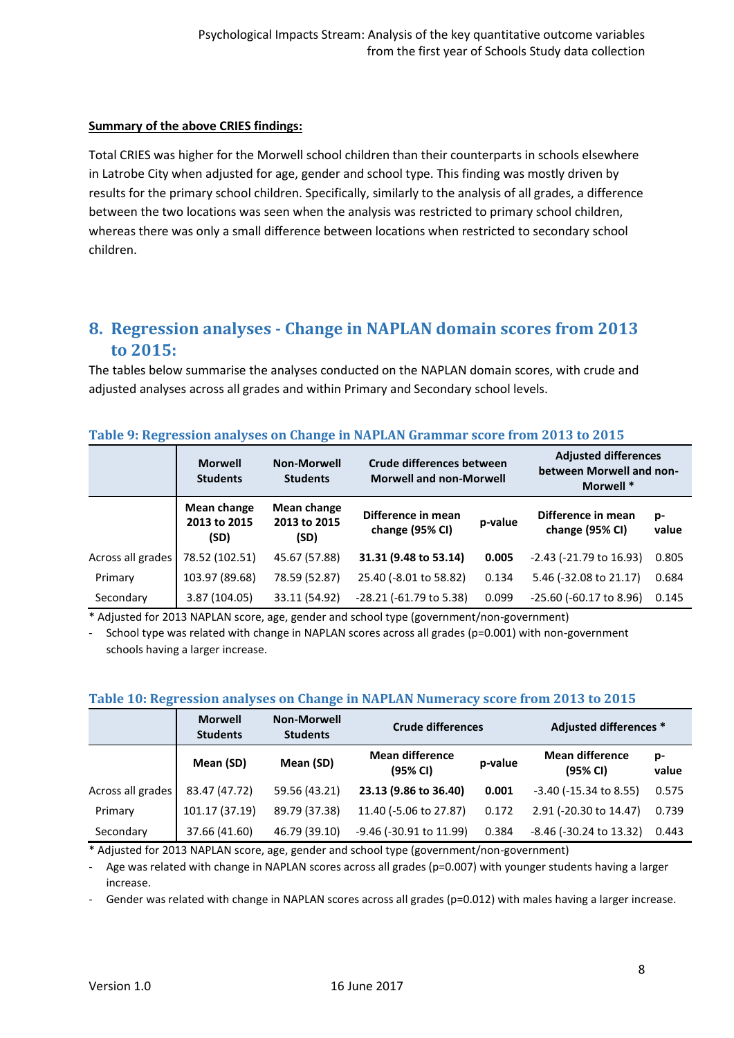**Summary of the above CRIES findings:**

Total CRIES was higher for the Morwell school children than their counterparts in schools elsewhere in Latrobe City when adjusted for age, gender and school type. This finding was mostly driven by results for the primary school children. Specifically, similarly to the analysis of all grades, a difference between the two locations was seen when the analysis was restricted to primary school children, whereas there was only a small difference between locations when restricted to secondary school children.

## 8. Regression analyses - Change in NAPLAN domain scores from 2013 to 2015:

The tables below summarise the analyses conducted on the NAPLAN domain scores, with crude and adjusted analyses across all grades and within Primary and Secondary school levels.

### Table 9: Regression analyses on Change in NAPLAN Grammar score from 2013 to 2015

| | Morwell Students | Non-Morwell Students | Crude differences between Morwell and non-Morwell | | Adjusted differences between Morwell and non-Morwell * | |
|---|---|---|---|---|---|---|
| | Mean change 2013 to 2015 (SD) | Mean change 2013 to 2015 (SD) | Difference in mean change (95% CI) | p-value | Difference in mean change (95% CI) | p-value |
| Across all grades | 78.52 (102.51) | 45.67 (57.88) | **31.31 (9.48 to 53.14)** | **0.005** | -2.43 (-21.79 to 16.93) | 0.805 |
| Primary | 103.97 (89.68) | 78.59 (52.87) | 25.40 (-8.01 to 58.82) | 0.134 | 5.46 (-32.08 to 21.17) | 0.684 |
| Secondary | 3.87 (104.05) | 33.11 (54.92) | -28.21 (-61.79 to 5.38) | 0.099 | -25.60 (-60.17 to 8.96) | 0.145 |

\* Adjusted for 2013 NAPLAN score, age, gender and school type (government/non-government)

- School type was related with change in NAPLAN scores across all grades (p=0.001) with non-government schools having a larger increase.

### Table 10: Regression analyses on Change in NAPLAN Numeracy score from 2013 to 2015

| | Morwell Students | Non-Morwell Students | Crude differences | | Adjusted differences * | |
|---|---|---|---|---|---|---|
| | Mean (SD) | Mean (SD) | Mean difference (95% CI) | p-value | Mean difference (95% CI) | p-value |
| Across all grades | 83.47 (47.72) | 59.56 (43.21) | **23.13 (9.86 to 36.40)** | **0.001** | -3.40 (-15.34 to 8.55) | 0.575 |
| Primary | 101.17 (37.19) | 89.79 (37.38) | 11.40 (-5.06 to 27.87) | 0.172 | 2.91 (-20.30 to 14.47) | 0.739 |
| Secondary | 37.66 (41.60) | 46.79 (39.10) | -9.46 (-30.91 to 11.99) | 0.384 | -8.46 (-30.24 to 13.32) | 0.443 |

\* Adjusted for 2013 NAPLAN score, age, gender and school type (government/non-government)

- Age was related with change in NAPLAN scores across all grades (p=0.007) with younger students having a larger increase.
- Gender was related with change in NAPLAN scores across all grades (p=0.012) with males having a larger increase.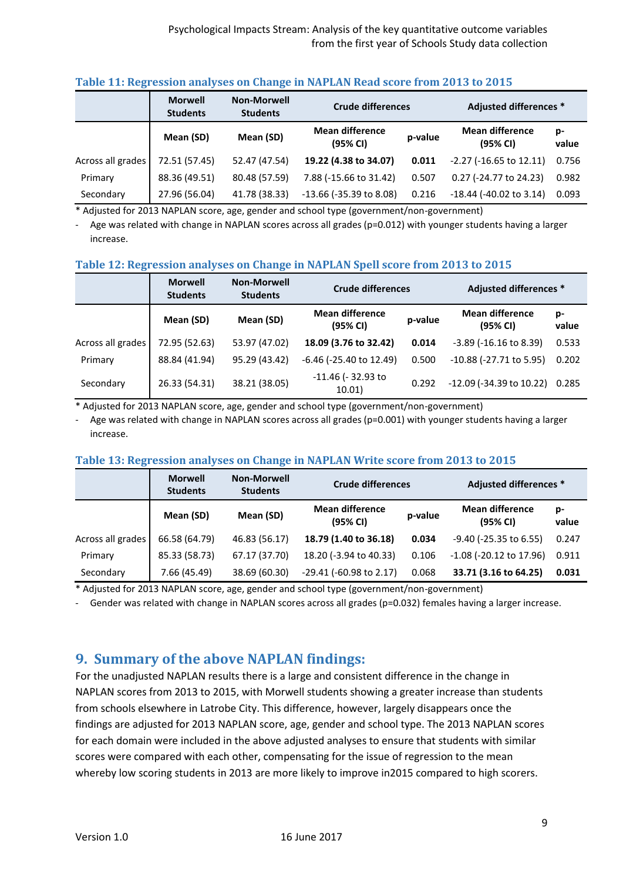**Table 11: Regression analyses on Change in NAPLAN Read score from 2013 to 2015**

| | Morwell Students | Non-Morwell Students | Crude differences | | Adjusted differences * | |
|---|---|---|---|---|---|---|
| | Mean (SD) | Mean (SD) | Mean difference (95% CI) | p-value | Mean difference (95% CI) | p-value |
| Across all grades | 72.51 (57.45) | 52.47 (47.54) | **19.22 (4.38 to 34.07)** | **0.011** | -2.27 (-16.65 to 12.11) | 0.756 |
| Primary | 88.36 (49.51) | 80.48 (57.59) | 7.88 (-15.66 to 31.42) | 0.507 | 0.27 (-24.77 to 24.23) | 0.982 |
| Secondary | 27.96 (56.04) | 41.78 (38.33) | -13.66 (-35.39 to 8.08) | 0.216 | -18.44 (-40.02 to 3.14) | 0.093 |

\* Adjusted for 2013 NAPLAN score, age, gender and school type (government/non-government)

- Age was related with change in NAPLAN scores across all grades (p=0.012) with younger students having a larger increase.

**Table 12: Regression analyses on Change in NAPLAN Spell score from 2013 to 2015**

| | Morwell Students | Non-Morwell Students | Crude differences | | Adjusted differences * | |
|---|---|---|---|---|---|---|
| | Mean (SD) | Mean (SD) | Mean difference (95% CI) | p-value | Mean difference (95% CI) | p-value |
| Across all grades | 72.95 (52.63) | 53.97 (47.02) | **18.09 (3.76 to 32.42)** | **0.014** | -3.89 (-16.16 to 8.39) | 0.533 |
| Primary | 88.84 (41.94) | 95.29 (43.42) | -6.46 (-25.40 to 12.49) | 0.500 | -10.88 (-27.71 to 5.95) | 0.202 |
| Secondary | 26.33 (54.31) | 38.21 (38.05) | -11.46 (- 32.93 to 10.01) | 0.292 | -12.09 (-34.39 to 10.22) | 0.285 |

\* Adjusted for 2013 NAPLAN score, age, gender and school type (government/non-government)

- Age was related with change in NAPLAN scores across all grades (p=0.001) with younger students having a larger increase.

**Table 13: Regression analyses on Change in NAPLAN Write score from 2013 to 2015**

| | Morwell Students | Non-Morwell Students | Crude differences | | Adjusted differences * | |
|---|---|---|---|---|---|---|
| | Mean (SD) | Mean (SD) | Mean difference (95% CI) | p-value | Mean difference (95% CI) | p-value |
| Across all grades | 66.58 (64.79) | 46.83 (56.17) | **18.79 (1.40 to 36.18)** | **0.034** | -9.40 (-25.35 to 6.55) | 0.247 |
| Primary | 85.33 (58.73) | 67.17 (37.70) | 18.20 (-3.94 to 40.33) | 0.106 | -1.08 (-20.12 to 17.96) | 0.911 |
| Secondary | 7.66 (45.49) | 38.69 (60.30) | -29.41 (-60.98 to 2.17) | 0.068 | **33.71 (3.16 to 64.25)** | **0.031** |

\* Adjusted for 2013 NAPLAN score, age, gender and school type (government/non-government)

- Gender was related with change in NAPLAN scores across all grades (p=0.032) females having a larger increase.

## 9. Summary of the above NAPLAN findings:

For the unadjusted NAPLAN results there is a large and consistent difference in the change in NAPLAN scores from 2013 to 2015, with Morwell students showing a greater increase than students from schools elsewhere in Latrobe City. This difference, however, largely disappears once the findings are adjusted for 2013 NAPLAN score, age, gender and school type. The 2013 NAPLAN scores for each domain were included in the above adjusted analyses to ensure that students with similar scores were compared with each other, compensating for the issue of regression to the mean whereby low scoring students in 2013 are more likely to improve in2015 compared to high scorers.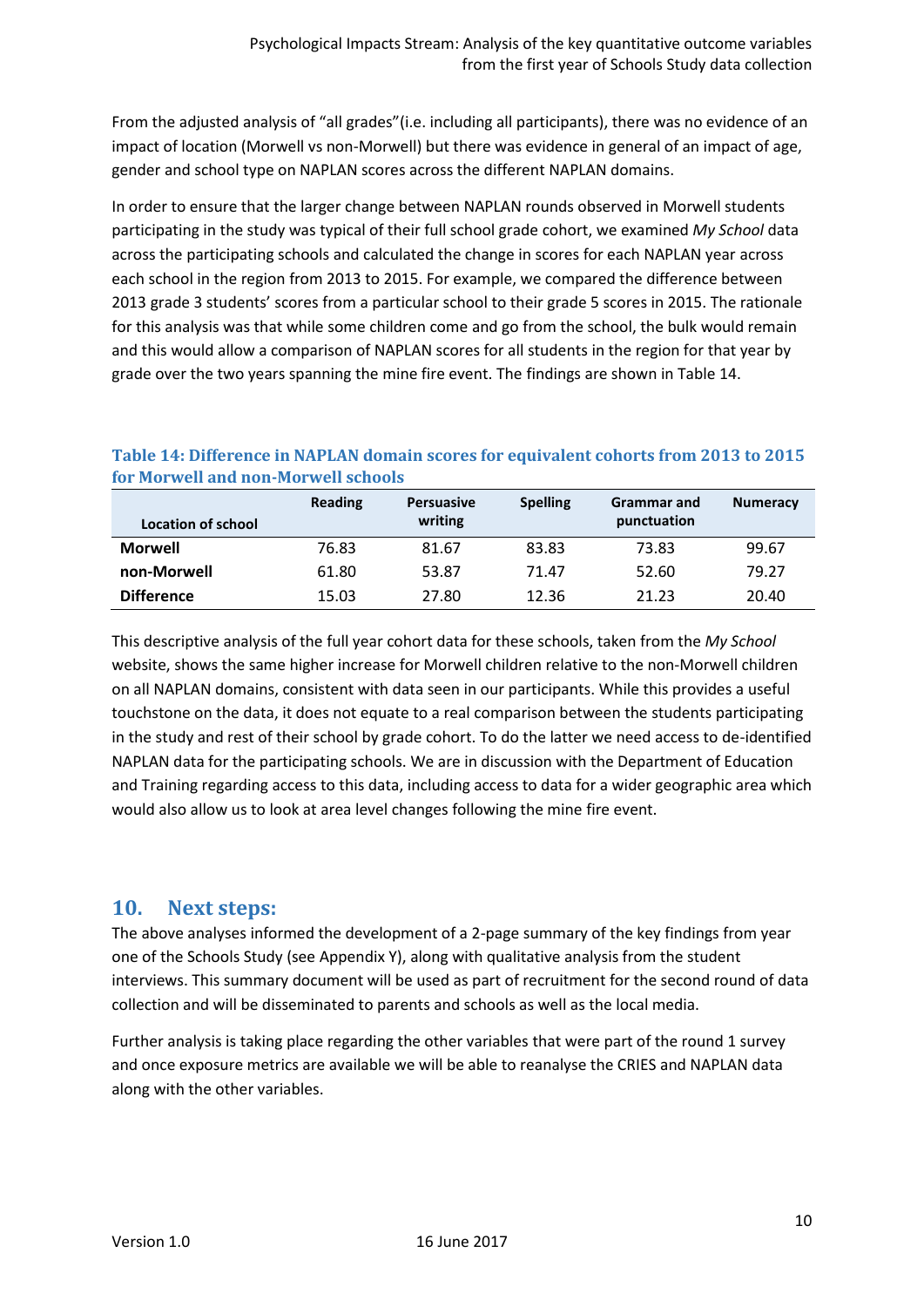From the adjusted analysis of "all grades"(i.e. including all participants), there was no evidence of an impact of location (Morwell vs non-Morwell) but there was evidence in general of an impact of age, gender and school type on NAPLAN scores across the different NAPLAN domains.

In order to ensure that the larger change between NAPLAN rounds observed in Morwell students participating in the study was typical of their full school grade cohort, we examined *My School* data across the participating schools and calculated the change in scores for each NAPLAN year across each school in the region from 2013 to 2015. For example, we compared the difference between 2013 grade 3 students' scores from a particular school to their grade 5 scores in 2015. The rationale for this analysis was that while some children come and go from the school, the bulk would remain and this would allow a comparison of NAPLAN scores for all students in the region for that year by grade over the two years spanning the mine fire event. The findings are shown in Table 14.

**Table 14: Difference in NAPLAN domain scores for equivalent cohorts from 2013 to 2015 for Morwell and non-Morwell schools**

| Location of school | Reading | Persuasive writing | Spelling | Grammar and punctuation | Numeracy |
|---|---|---|---|---|---|
| **Morwell** | 76.83 | 81.67 | 83.83 | 73.83 | 99.67 |
| **non-Morwell** | 61.80 | 53.87 | 71.47 | 52.60 | 79.27 |
| **Difference** | 15.03 | 27.80 | 12.36 | 21.23 | 20.40 |

This descriptive analysis of the full year cohort data for these schools, taken from the *My School* website, shows the same higher increase for Morwell children relative to the non-Morwell children on all NAPLAN domains, consistent with data seen in our participants. While this provides a useful touchstone on the data, it does not equate to a real comparison between the students participating in the study and rest of their school by grade cohort. To do the latter we need access to de-identified NAPLAN data for the participating schools. We are in discussion with the Department of Education and Training regarding access to this data, including access to data for a wider geographic area which would also allow us to look at area level changes following the mine fire event.

## 10. Next steps:

The above analyses informed the development of a 2-page summary of the key findings from year one of the Schools Study (see Appendix Y), along with qualitative analysis from the student interviews. This summary document will be used as part of recruitment for the second round of data collection and will be disseminated to parents and schools as well as the local media.

Further analysis is taking place regarding the other variables that were part of the round 1 survey and once exposure metrics are available we will be able to reanalyse the CRIES and NAPLAN data along with the other variables.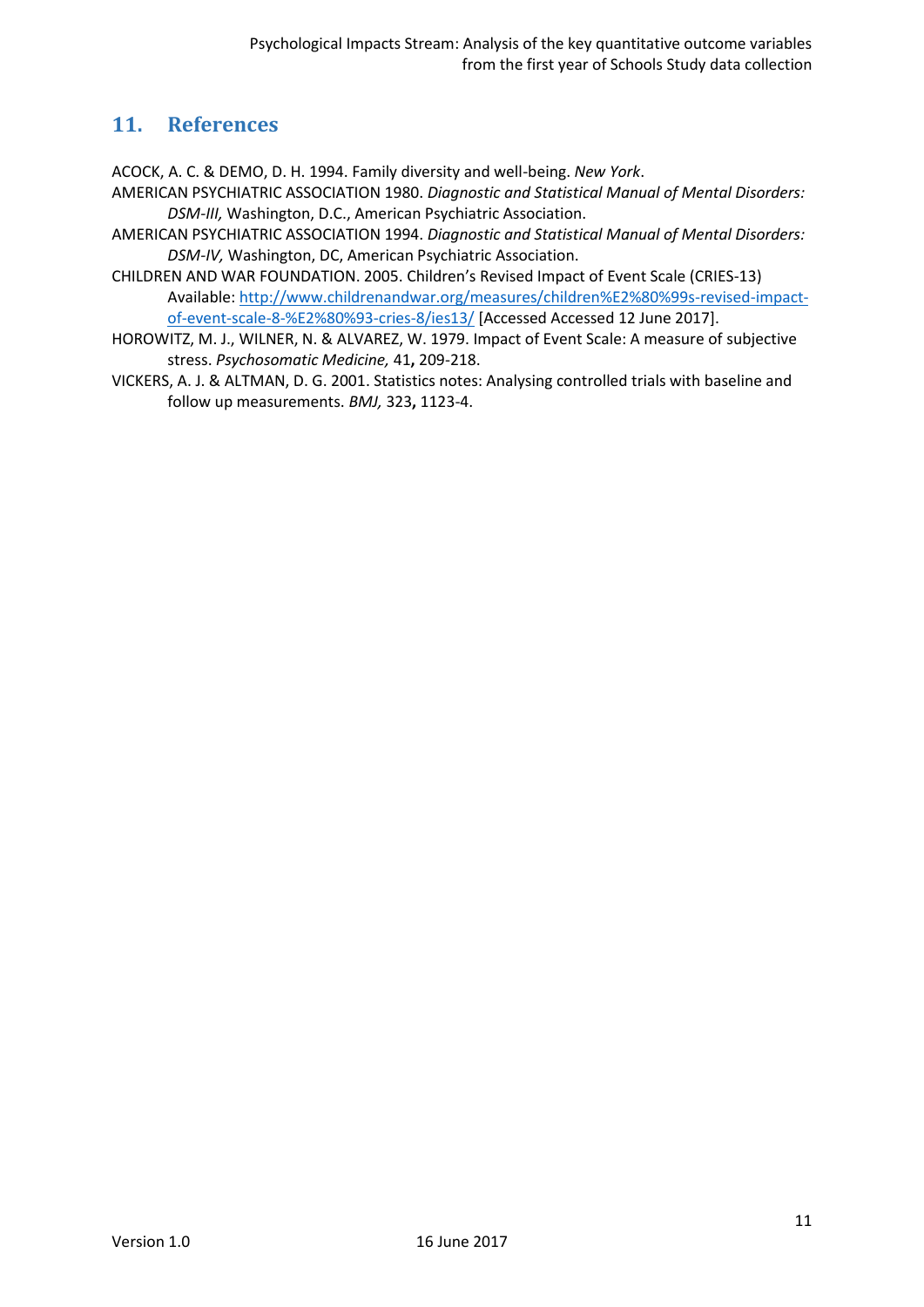## 11. References

ACOCK, A. C. & DEMO, D. H. 1994. Family diversity and well-being. *New York*.

AMERICAN PSYCHIATRIC ASSOCIATION 1980. *Diagnostic and Statistical Manual of Mental Disorders: DSM-III,* Washington, D.C., American Psychiatric Association.

AMERICAN PSYCHIATRIC ASSOCIATION 1994. *Diagnostic and Statistical Manual of Mental Disorders: DSM-IV,* Washington, DC, American Psychiatric Association.

CHILDREN AND WAR FOUNDATION. 2005. Children's Revised Impact of Event Scale (CRIES-13) Available: http://www.childrenandwar.org/measures/children%E2%80%99s-revised-impact-of-event-scale-8-%E2%80%93-cries-8/ies13/ [Accessed Accessed 12 June 2017].

HOROWITZ, M. J., WILNER, N. & ALVAREZ, W. 1979. Impact of Event Scale: A measure of subjective stress. *Psychosomatic Medicine,* 41**,** 209-218.

VICKERS, A. J. & ALTMAN, D. G. 2001. Statistics notes: Analysing controlled trials with baseline and follow up measurements. *BMJ,* 323**,** 1123-4.